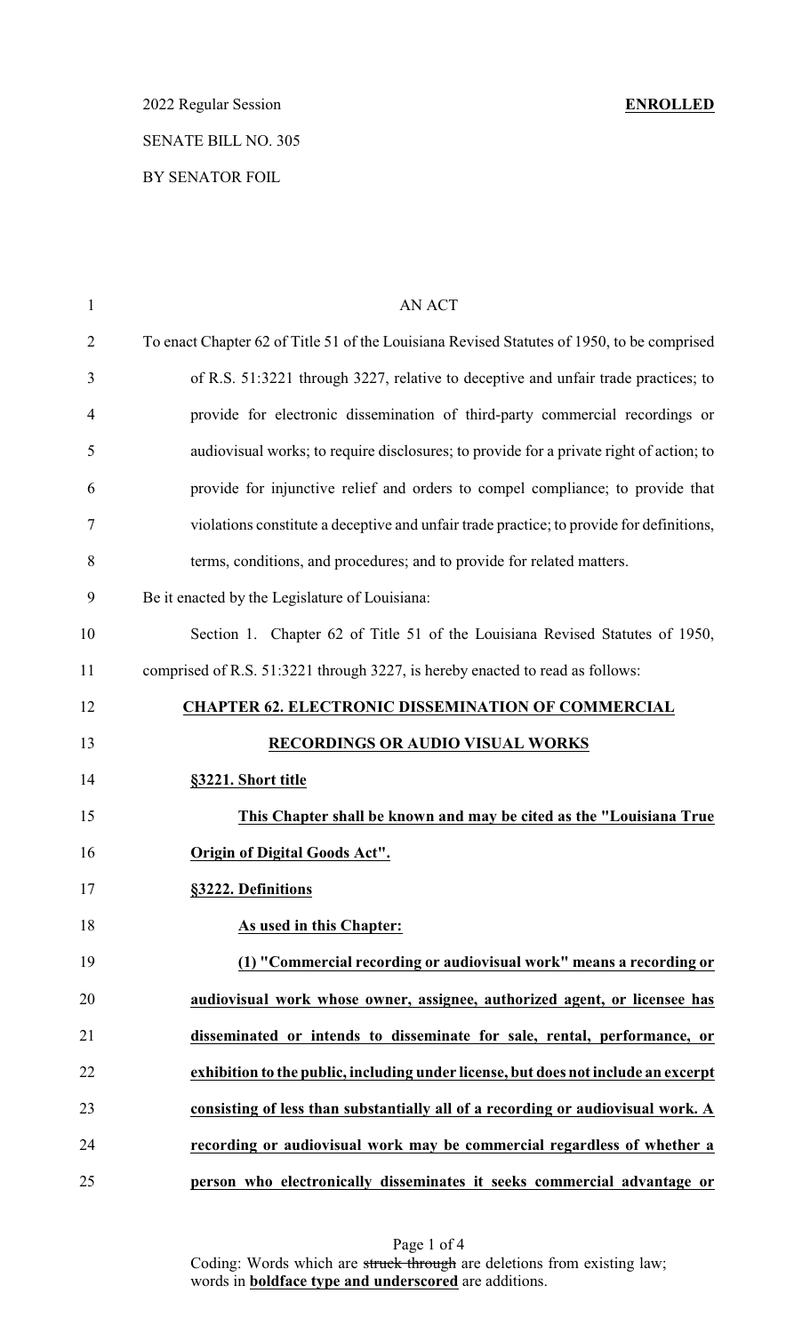2022 Regular Session **ENROLLED**

SENATE BILL NO. 305

BY SENATOR FOIL

AN ACT

To enact Chapter 62 of Title 51 of the Louisiana Revised Statutes of 1950, to be comprised of R.S. 51:3221 through 3227, relative to deceptive and unfair trade practices; to provide for electronic dissemination of third-party commercial recordings or audiovisual works; to require disclosures; to provide for a private right of action; to provide for injunctive relief and orders to compel compliance; to provide that violations constitute a deceptive and unfair trade practice; to provide for definitions, terms, conditions, and procedures; and to provide for related matters.

Be it enacted by the Legislature of Louisiana:

Section 1. Chapter 62 of Title 51 of the Louisiana Revised Statutes of 1950, comprised of R.S. 51:3221 through 3227, is hereby enacted to read as follows:

**CHAPTER 62. ELECTRONIC DISSEMINATION OF COMMERCIAL RECORDINGS OR AUDIO VISUAL WORKS**

**§3221. Short title**

**This Chapter shall be known and may be cited as the "Louisiana True Origin of Digital Goods Act".**

**§3222. Definitions**

**As used in this Chapter:**

**(1) "Commercial recording or audiovisual work" means a recording or audiovisual work whose owner, assignee, authorized agent, or licensee has disseminated or intends to disseminate for sale, rental, performance, or exhibition to the public, including under license, but does not include an excerpt consisting of less than substantially all of a recording or audiovisual work. A recording or audiovisual work may be commercial regardless of whether a person who electronically disseminates it seeks commercial advantage or**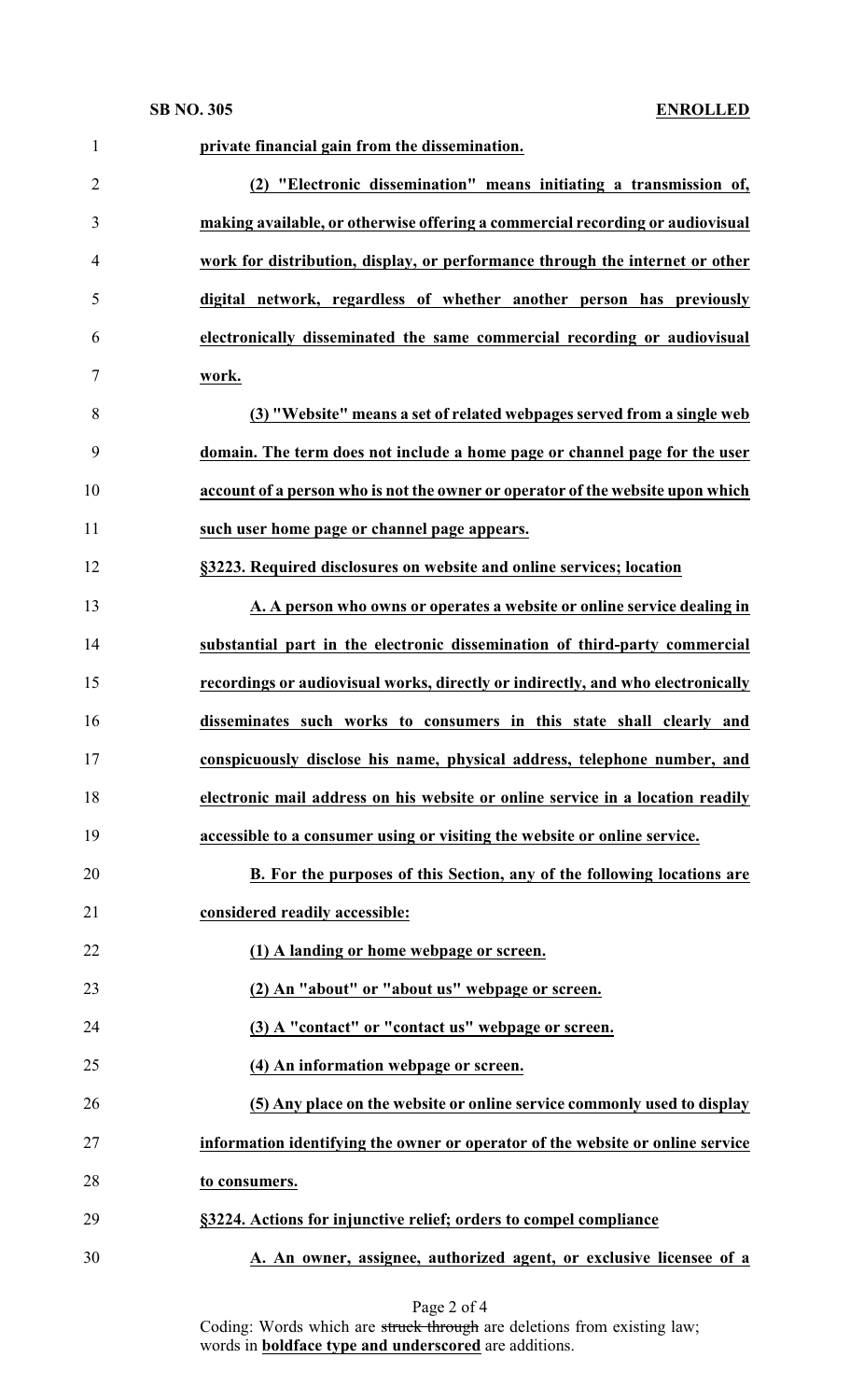**private financial gain from the dissemination.**

**(2) "Electronic dissemination" means initiating a transmission of, making available, or otherwise offering a commercial recording or audiovisual work for distribution, display, or performance through the internet or other digital network, regardless of whether another person has previously electronically disseminated the same commercial recording or audiovisual work.**

**(3) "Website" means a set of related webpages served from a single web domain. The term does not include a home page or channel page for the user account of a person who is not the owner or operator of the website upon which such user home page or channel page appears.**

**§3223. Required disclosures on website and online services; location**

**A. A person who owns or operates a website or online service dealing in substantial part in the electronic dissemination of third-party commercial recordings or audiovisual works, directly or indirectly, and who electronically disseminates such works to consumers in this state shall clearly and conspicuously disclose his name, physical address, telephone number, and electronic mail address on his website or online service in a location readily accessible to a consumer using or visiting the website or online service.**

**B. For the purposes of this Section, any of the following locations are considered readily accessible:**

**(1) A landing or home webpage or screen.**

**(2) An "about" or "about us" webpage or screen.**

**(3) A "contact" or "contact us" webpage or screen.**

**(4) An information webpage or screen.**

**(5) Any place on the website or online service commonly used to display information identifying the owner or operator of the website or online service to consumers.**

**§3224. Actions for injunctive relief; orders to compel compliance**

**A. An owner, assignee, authorized agent, or exclusive licensee of a**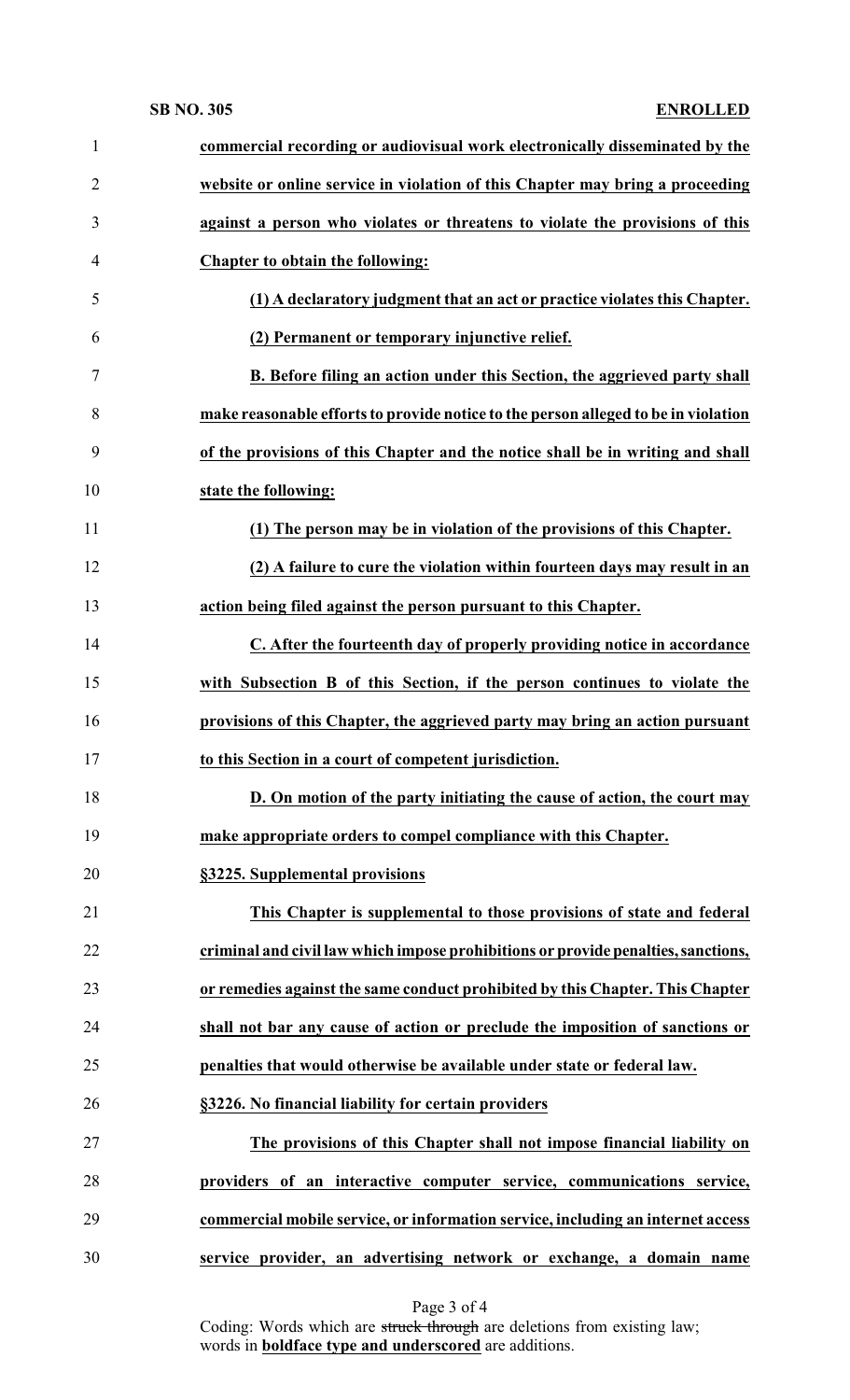**commercial recording or audiovisual work electronically disseminated by the website or online service in violation of this Chapter may bring a proceeding against a person who violates or threatens to violate the provisions of this Chapter to obtain the following:**

**(1) A declaratory judgment that an act or practice violates this Chapter.**

**(2) Permanent or temporary injunctive relief.**

**B. Before filing an action under this Section, the aggrieved party shall make reasonable efforts to provide notice to the person alleged to be in violation of the provisions of this Chapter and the notice shall be in writing and shall state the following:**

**(1) The person may be in violation of the provisions of this Chapter.**

**(2) A failure to cure the violation within fourteen days may result in an action being filed against the person pursuant to this Chapter.**

**C. After the fourteenth day of properly providing notice in accordance with Subsection B of this Section, if the person continues to violate the provisions of this Chapter, the aggrieved party may bring an action pursuant to this Section in a court of competent jurisdiction.**

**D. On motion of the party initiating the cause of action, the court may make appropriate orders to compel compliance with this Chapter.**

**§3225. Supplemental provisions**

**This Chapter is supplemental to those provisions of state and federal criminal and civil law which impose prohibitions or provide penalties, sanctions, or remedies against the same conduct prohibited by this Chapter. This Chapter shall not bar any cause of action or preclude the imposition of sanctions or penalties that would otherwise be available under state or federal law.**

**§3226. No financial liability for certain providers**

**The provisions of this Chapter shall not impose financial liability on providers of an interactive computer service, communications service, commercial mobile service, or information service, including an internet access service provider, an advertising network or exchange, a domain name**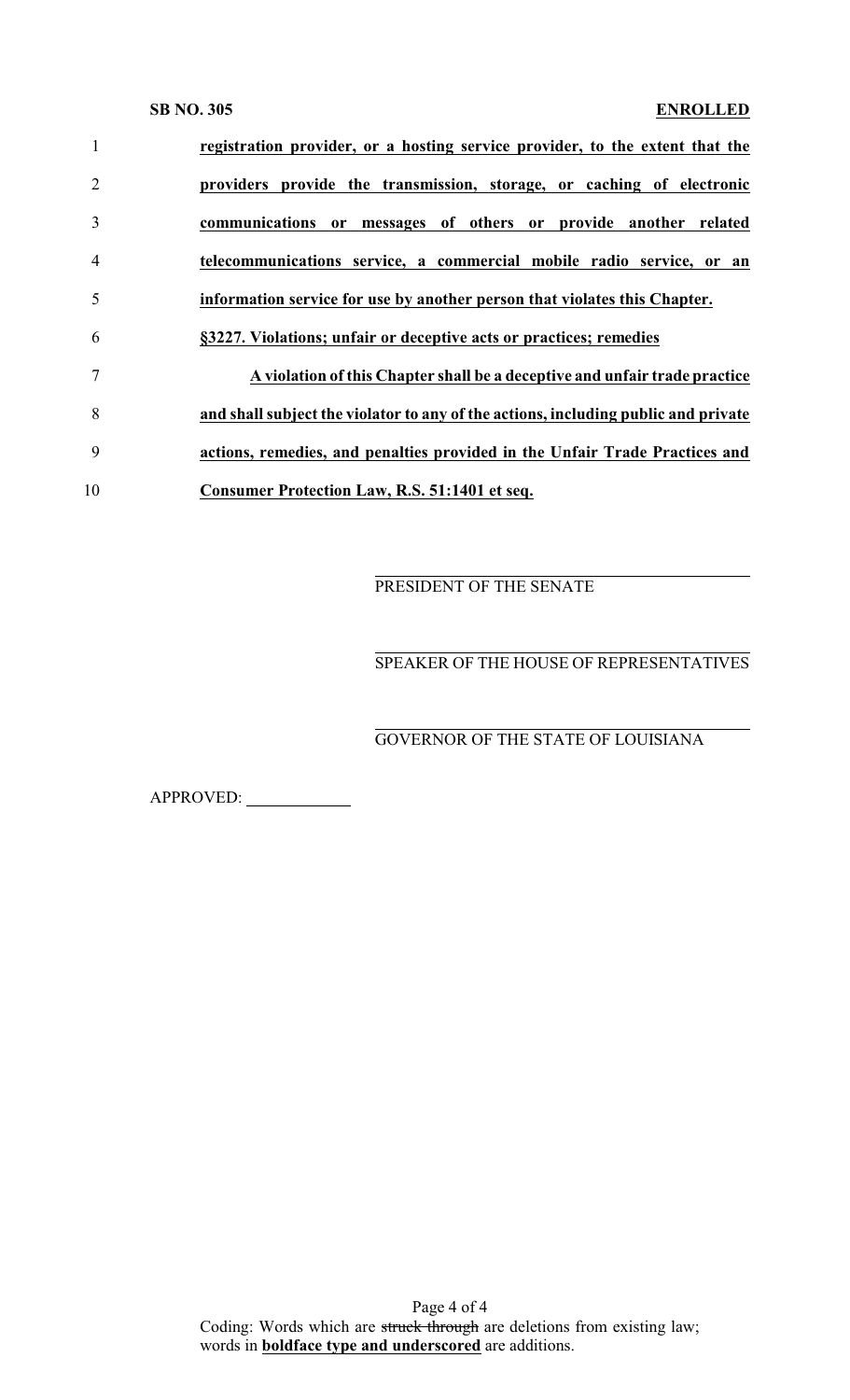**registration provider, or a hosting service provider, to the extent that the providers provide the transmission, storage, or caching of electronic communications or messages of others or provide another related telecommunications service, a commercial mobile radio service, or an information service for use by another person that violates this Chapter.**

**§3227. Violations; unfair or deceptive acts or practices; remedies**

**A violation of this Chapter shall be a deceptive and unfair trade practice and shall subject the violator to any of the actions, including public and private actions, remedies, and penalties provided in the Unfair Trade Practices and Consumer Protection Law, R.S. 51:1401 et seq.**

PRESIDENT OF THE SENATE

SPEAKER OF THE HOUSE OF REPRESENTATIVES

GOVERNOR OF THE STATE OF LOUISIANA

APPROVED: \_\_\_\_\_\_\_\_\_\_\_\_

Coding: Words which are ~~struck through~~ are deletions from existing law; words in **boldface type and underscored** are additions.